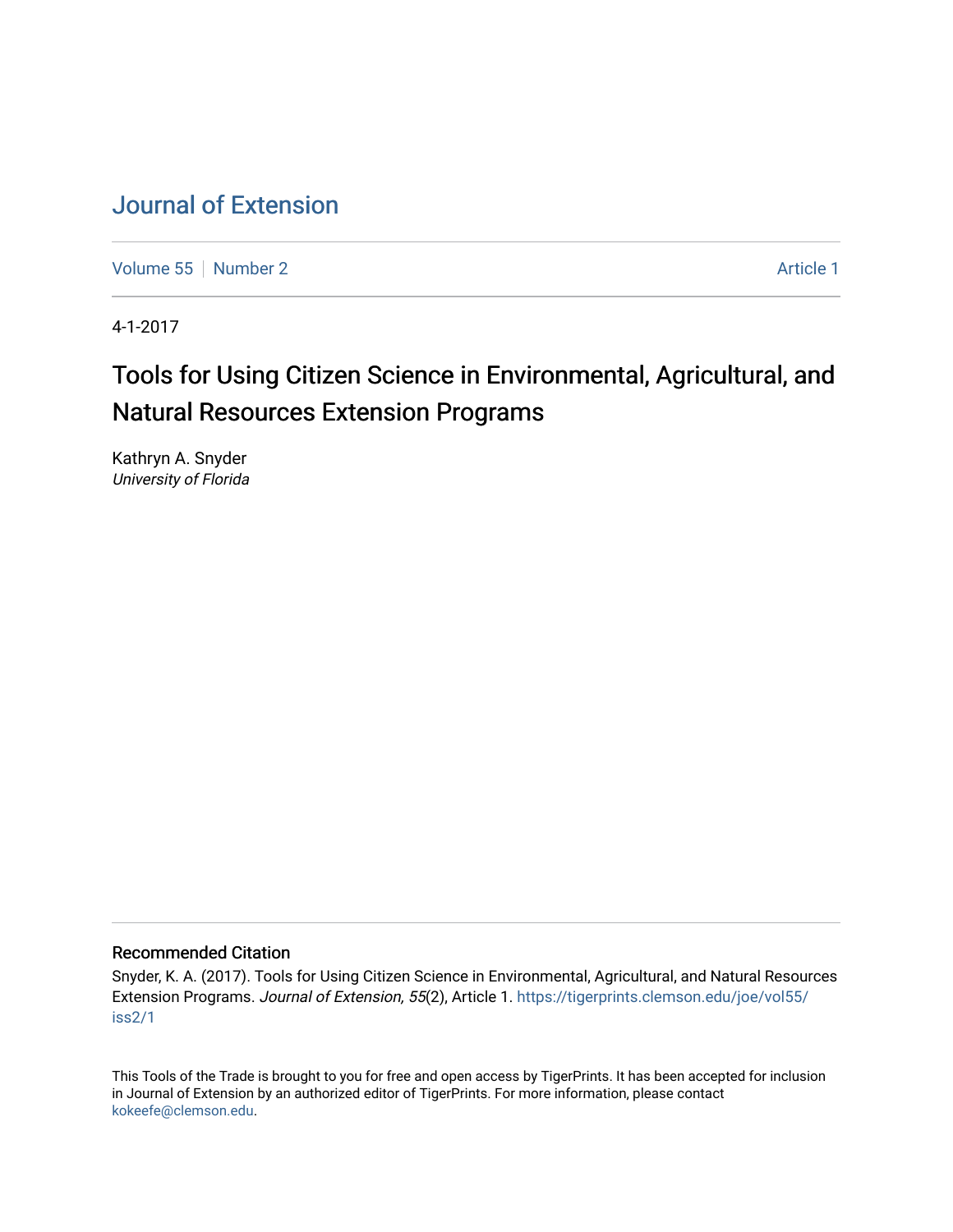# Journal of Extension

Volume 55 | Number 2 | Article 1

4-1-2017

## Tools for Using Citizen Science in Environmental, Agricultural, and Natural Resources Extension Programs

Kathryn A. Snyder
*University of Florida*

### Recommended Citation

Snyder, K. A. (2017). Tools for Using Citizen Science in Environmental, Agricultural, and Natural Resources Extension Programs. *Journal of Extension, 55*(2), Article 1. https://tigerprints.clemson.edu/joe/vol55/iss2/1

This Tools of the Trade is brought to you for free and open access by TigerPrints. It has been accepted for inclusion in Journal of Extension by an authorized editor of TigerPrints. For more information, please contact kokeefe@clemson.edu.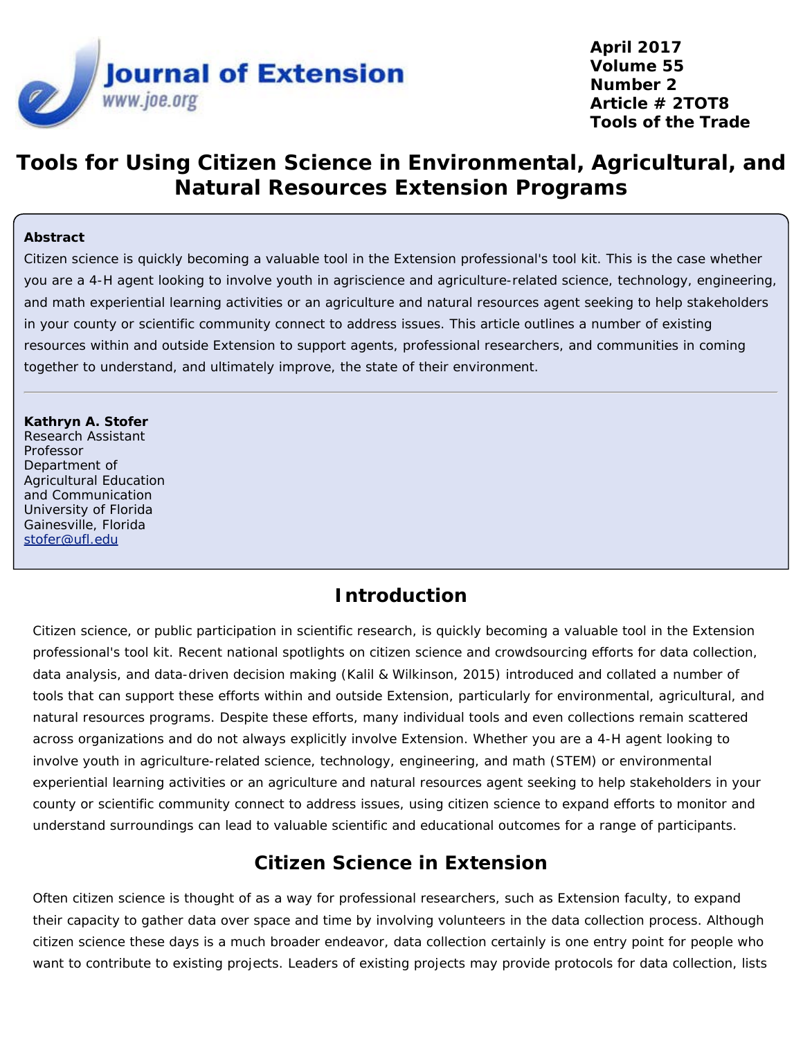# Tools for Using Citizen Science in Environmental, Agricultural, and Natural Resources Extension Programs

**Abstract**

Citizen science is quickly becoming a valuable tool in the Extension professional's tool kit. This is the case whether you are a 4-H agent looking to involve youth in agriscience and agriculture-related science, technology, engineering, and math experiential learning activities or an agriculture and natural resources agent seeking to help stakeholders in your county or scientific community connect to address issues. This article outlines a number of existing resources within and outside Extension to support agents, professional researchers, and communities in coming together to understand, and ultimately improve, the state of their environment.

---

**Kathryn A. Stofer**
Research Assistant Professor
Department of Agricultural Education and Communication
University of Florida
Gainesville, Florida
stofer@ufl.edu

## Introduction

Citizen science, or public participation in scientific research, is quickly becoming a valuable tool in the Extension professional's tool kit. Recent national spotlights on citizen science and crowdsourcing efforts for data collection, data analysis, and data-driven decision making (Kalil & Wilkinson, 2015) introduced and collated a number of tools that can support these efforts within and outside Extension, particularly for environmental, agricultural, and natural resources programs. Despite these efforts, many individual tools and even collections remain scattered across organizations and do not always explicitly involve Extension. Whether you are a 4-H agent looking to involve youth in agriculture-related science, technology, engineering, and math (STEM) or environmental experiential learning activities or an agriculture and natural resources agent seeking to help stakeholders in your county or scientific community connect to address issues, using citizen science to expand efforts to monitor and understand surroundings can lead to valuable scientific and educational outcomes for a range of participants.

## Citizen Science in Extension

Often citizen science is thought of as a way for professional researchers, such as Extension faculty, to expand their capacity to gather data over space and time by involving volunteers in the data collection process. Although citizen science these days is a much broader endeavor, data collection certainly is one entry point for people who want to contribute to existing projects. Leaders of existing projects may provide protocols for data collection, lists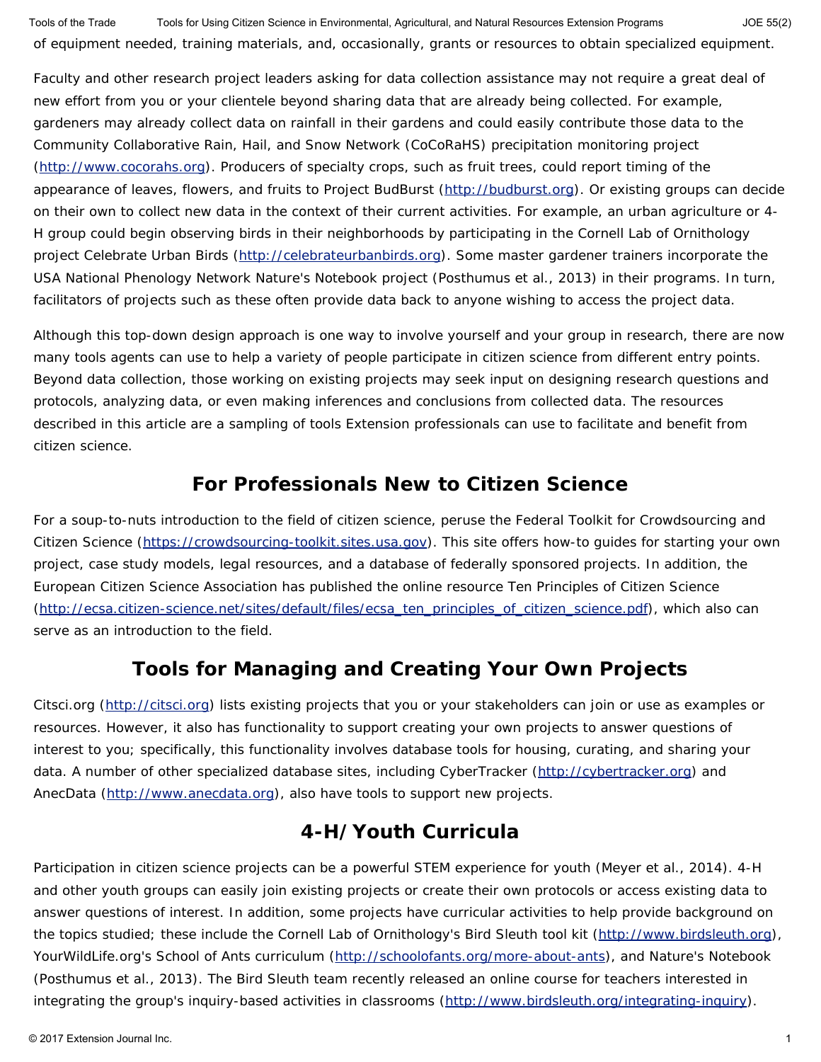of equipment needed, training materials, and, occasionally, grants or resources to obtain specialized equipment.

Faculty and other research project leaders asking for data collection assistance may not require a great deal of new effort from you or your clientele beyond sharing data that are already being collected. For example, gardeners may already collect data on rainfall in their gardens and could easily contribute those data to the Community Collaborative Rain, Hail, and Snow Network (CoCoRaHS) precipitation monitoring project (http://www.cocorahs.org). Producers of specialty crops, such as fruit trees, could report timing of the appearance of leaves, flowers, and fruits to Project BudBurst (http://budburst.org). Or existing groups can decide on their own to collect new data in the context of their current activities. For example, an urban agriculture or 4-H group could begin observing birds in their neighborhoods by participating in the Cornell Lab of Ornithology project Celebrate Urban Birds (http://celebrateurbanbirds.org). Some master gardener trainers incorporate the USA National Phenology Network Nature's Notebook project (Posthumus et al., 2013) in their programs. In turn, facilitators of projects such as these often provide data back to anyone wishing to access the project data.

Although this top-down design approach is one way to involve yourself and your group in research, there are now many tools agents can use to help a variety of people participate in citizen science from different entry points. Beyond data collection, those working on existing projects may seek input on designing research questions and protocols, analyzing data, or even making inferences and conclusions from collected data. The resources described in this article are a sampling of tools Extension professionals can use to facilitate and benefit from citizen science.

## For Professionals New to Citizen Science

For a soup-to-nuts introduction to the field of citizen science, peruse the Federal Toolkit for Crowdsourcing and Citizen Science (https://crowdsourcing-toolkit.sites.usa.gov). This site offers how-to guides for starting your own project, case study models, legal resources, and a database of federally sponsored projects. In addition, the European Citizen Science Association has published the online resource Ten Principles of Citizen Science (http://ecsa.citizen-science.net/sites/default/files/ecsa_ten_principles_of_citizen_science.pdf), which also can serve as an introduction to the field.

## Tools for Managing and Creating Your Own Projects

Citsci.org (http://citsci.org) lists existing projects that you or your stakeholders can join or use as examples or resources. However, it also has functionality to support creating your own projects to answer questions of interest to you; specifically, this functionality involves database tools for housing, curating, and sharing your data. A number of other specialized database sites, including CyberTracker (http://cybertracker.org) and AnecData (http://www.anecdata.org), also have tools to support new projects.

## 4-H/Youth Curricula

Participation in citizen science projects can be a powerful STEM experience for youth (Meyer et al., 2014). 4-H and other youth groups can easily join existing projects or create their own protocols or access existing data to answer questions of interest. In addition, some projects have curricular activities to help provide background on the topics studied; these include the Cornell Lab of Ornithology's Bird Sleuth tool kit (http://www.birdsleuth.org), YourWildLife.org's School of Ants curriculum (http://schoolofants.org/more-about-ants), and Nature's Notebook (Posthumus et al., 2013). The Bird Sleuth team recently released an online course for teachers interested in integrating the group's inquiry-based activities in classrooms (http://www.birdsleuth.org/integrating-inquiry).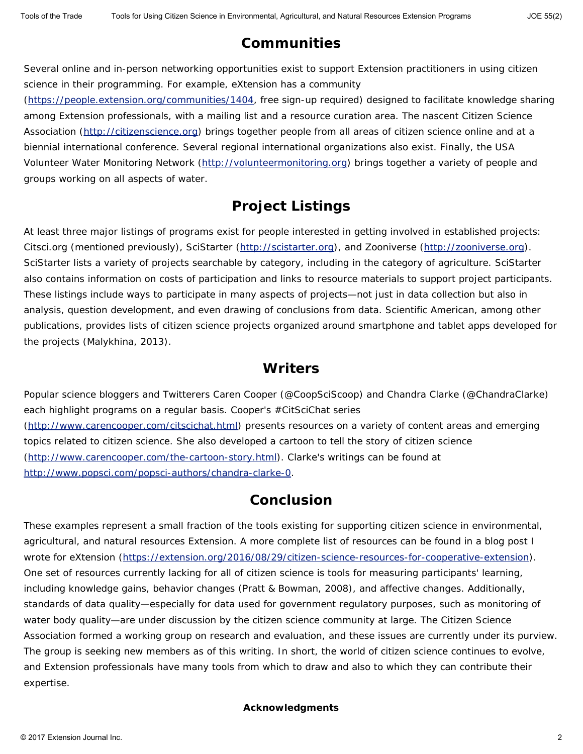## Communities

Several online and in-person networking opportunities exist to support Extension practitioners in using citizen science in their programming. For example, eXtension has a community (https://people.extension.org/communities/1404, free sign-up required) designed to facilitate knowledge sharing among Extension professionals, with a mailing list and a resource curation area. The nascent Citizen Science Association (http://citizenscience.org) brings together people from all areas of citizen science online and at a biennial international conference. Several regional international organizations also exist. Finally, the USA Volunteer Water Monitoring Network (http://volunteermonitoring.org) brings together a variety of people and groups working on all aspects of water.

## Project Listings

At least three major listings of programs exist for people interested in getting involved in established projects: Citsci.org (mentioned previously), SciStarter (http://scistarter.org), and Zooniverse (http://zooniverse.org). SciStarter lists a variety of projects searchable by category, including in the category of agriculture. SciStarter also contains information on costs of participation and links to resource materials to support project participants. These listings include ways to participate in many aspects of projects—not just in data collection but also in analysis, question development, and even drawing of conclusions from data. Scientific American, among other publications, provides lists of citizen science projects organized around smartphone and tablet apps developed for the projects (Malykhina, 2013).

## Writers

Popular science bloggers and Twitterers Caren Cooper (@CoopSciScoop) and Chandra Clarke (@ChandraClarke) each highlight programs on a regular basis. Cooper's #CitSciChat series (http://www.carencooper.com/citscichat.html) presents resources on a variety of content areas and emerging topics related to citizen science. She also developed a cartoon to tell the story of citizen science (http://www.carencooper.com/the-cartoon-story.html). Clarke's writings can be found at http://www.popsci.com/popsci-authors/chandra-clarke-0.

## Conclusion

These examples represent a small fraction of the tools existing for supporting citizen science in environmental, agricultural, and natural resources Extension. A more complete list of resources can be found in a blog post I wrote for eXtension (https://extension.org/2016/08/29/citizen-science-resources-for-cooperative-extension). One set of resources currently lacking for all of citizen science is tools for measuring participants' learning, including knowledge gains, behavior changes (Pratt & Bowman, 2008), and affective changes. Additionally, standards of data quality—especially for data used for government regulatory purposes, such as monitoring of water body quality—are under discussion by the citizen science community at large. The Citizen Science Association formed a working group on research and evaluation, and these issues are currently under its purview. The group is seeking new members as of this writing. In short, the world of citizen science continues to evolve, and Extension professionals have many tools from which to draw and also to which they can contribute their expertise.

### Acknowledgments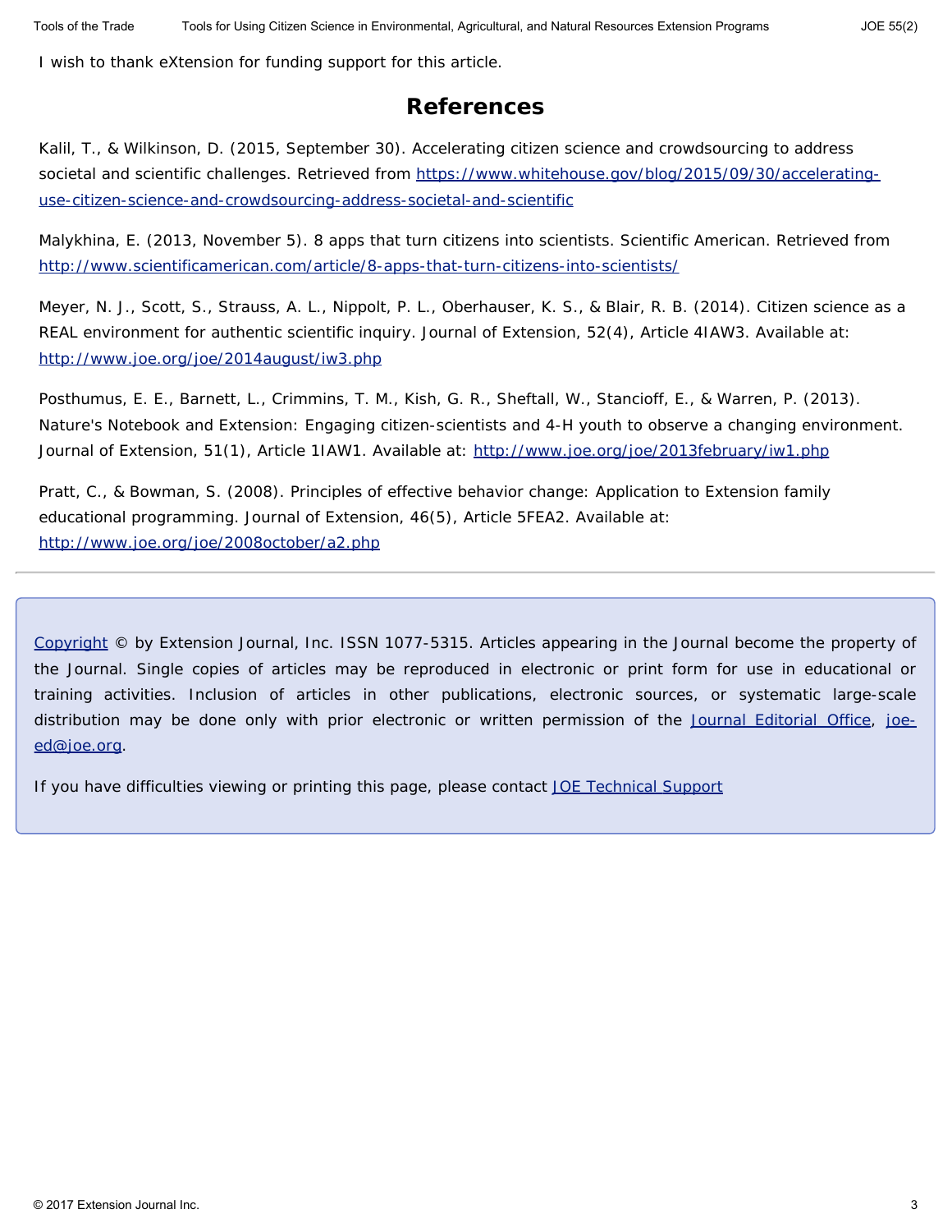I wish to thank eXtension for funding support for this article.

## References

Kalil, T., & Wilkinson, D. (2015, September 30). Accelerating citizen science and crowdsourcing to address societal and scientific challenges. Retrieved from https://www.whitehouse.gov/blog/2015/09/30/accelerating-use-citizen-science-and-crowdsourcing-address-societal-and-scientific

Malykhina, E. (2013, November 5). 8 apps that turn citizens into scientists. Scientific American. Retrieved from http://www.scientificamerican.com/article/8-apps-that-turn-citizens-into-scientists/

Meyer, N. J., Scott, S., Strauss, A. L., Nippolt, P. L., Oberhauser, K. S., & Blair, R. B. (2014). Citizen science as a REAL environment for authentic scientific inquiry. Journal of Extension, 52(4), Article 4IAW3. Available at: http://www.joe.org/joe/2014august/iw3.php

Posthumus, E. E., Barnett, L., Crimmins, T. M., Kish, G. R., Sheftall, W., Stancioff, E., & Warren, P. (2013). Nature's Notebook and Extension: Engaging citizen-scientists and 4-H youth to observe a changing environment. Journal of Extension, 51(1), Article 1IAW1. Available at: http://www.joe.org/joe/2013february/iw1.php

Pratt, C., & Bowman, S. (2008). Principles of effective behavior change: Application to Extension family educational programming. Journal of Extension, 46(5), Article 5FEA2. Available at: http://www.joe.org/joe/2008october/a2.php

---

Copyright © by Extension Journal, Inc. ISSN 1077-5315. Articles appearing in the Journal become the property of the Journal. Single copies of articles may be reproduced in electronic or print form for use in educational or training activities. Inclusion of articles in other publications, electronic sources, or systematic large-scale distribution may be done only with prior electronic or written permission of the Journal Editorial Office, joe-ed@joe.org.

If you have difficulties viewing or printing this page, please contact JOE Technical Support